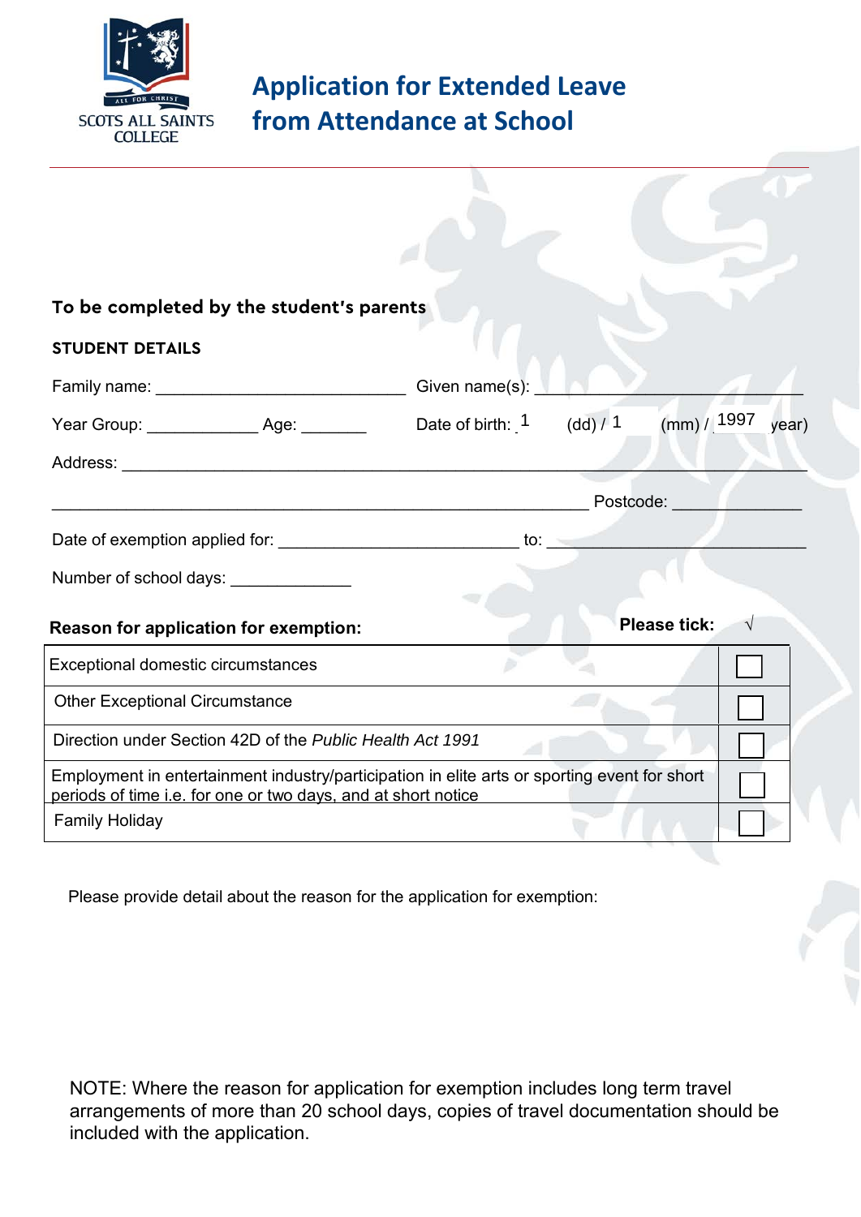SCOTS ALL SAINTS COLLEGE

# Application for Extended Leave from Attendance at School

## To be completed by the student's parents

### STUDENT DETAILS

Family name: ____________________________ Given name(s): ______________________________

Year Group: ____________ Age: _______ Date of birth: 1 (dd) / 1 (mm) / 1997 year)

Address: ______________________________________________________________________

____________________________________________________________ Postcode: ______________

Date of exemption applied for: ___________________________ to: ____________________________

Number of school days: _____________

| Reason for application for exemption: | Please tick: √ |
|---|---|
| Exceptional domestic circumstances | ☐ |
| Other Exceptional Circumstance | ☐ |
| Direction under Section 42D of the *Public Health Act 1991* | ☐ |
| Employment in entertainment industry/participation in elite arts or sporting event for short periods of time i.e. for one or two days, and at short notice | ☐ |
| Family Holiday | ☐ |

Please provide detail about the reason for the application for exemption:

NOTE: Where the reason for application for exemption includes long term travel arrangements of more than 20 school days, copies of travel documentation should be included with the application.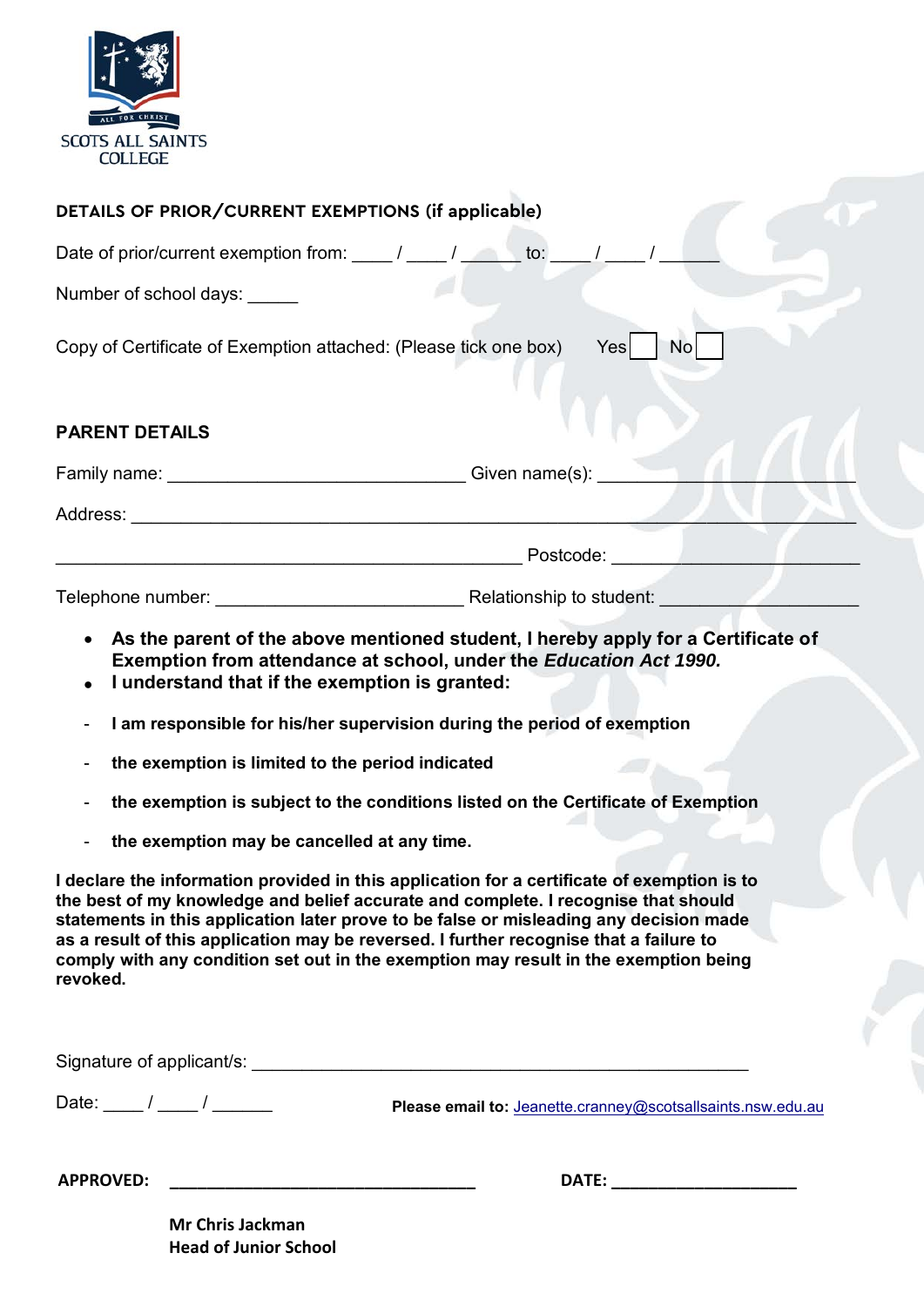SCOTS ALL SAINTS COLLEGE

## DETAILS OF PRIOR/CURRENT EXEMPTIONS (if applicable)

Date of prior/current exemption from: ____ / ____ / ______ to: ____ / ____ / ______

Number of school days: _____

Copy of Certificate of Exemption attached: (Please tick one box) Yes ☐ No ☐

## PARENT DETAILS

Family name: ______________________________ Given name(s): __________________________

Address: __________________________________________________________________________

_______________________________________________ Postcode: _________________________

Telephone number: _________________________ Relationship to student: ____________________

- **As the parent of the above mentioned student, I hereby apply for a Certificate of Exemption from attendance at school, under the *Education Act 1990.***
- **I understand that if the exemption is granted:**

- **I am responsible for his/her supervision during the period of exemption**
- **the exemption is limited to the period indicated**
- **the exemption is subject to the conditions listed on the Certificate of Exemption**
- **the exemption may be cancelled at any time.**

**I declare the information provided in this application for a certificate of exemption is to the best of my knowledge and belief accurate and complete. I recognise that should statements in this application later prove to be false or misleading any decision made as a result of this application may be reversed. I further recognise that a failure to comply with any condition set out in the exemption may result in the exemption being revoked.**

Signature of applicant/s: ____________________________________________________

Date: ____ / ____ / ______

**Please email to:** Jeanette.cranney@scotsallsaints.nsw.edu.au

**APPROVED:** ________________________________ **DATE:** ____________________

**Mr Chris Jackman**
**Head of Junior School**